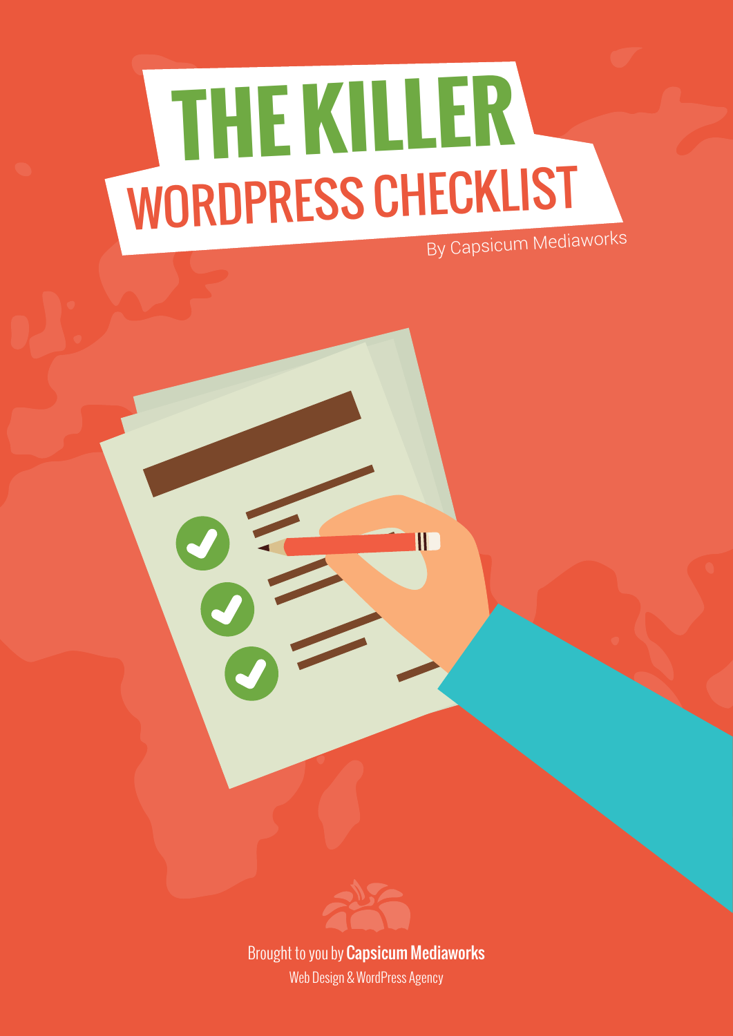# THE KILLER WORDPRESS CHECKLIST

By Capsicum Mediaworks

Brought to you by **Capsicum Mediaworks**

Web Design & WordPress Agency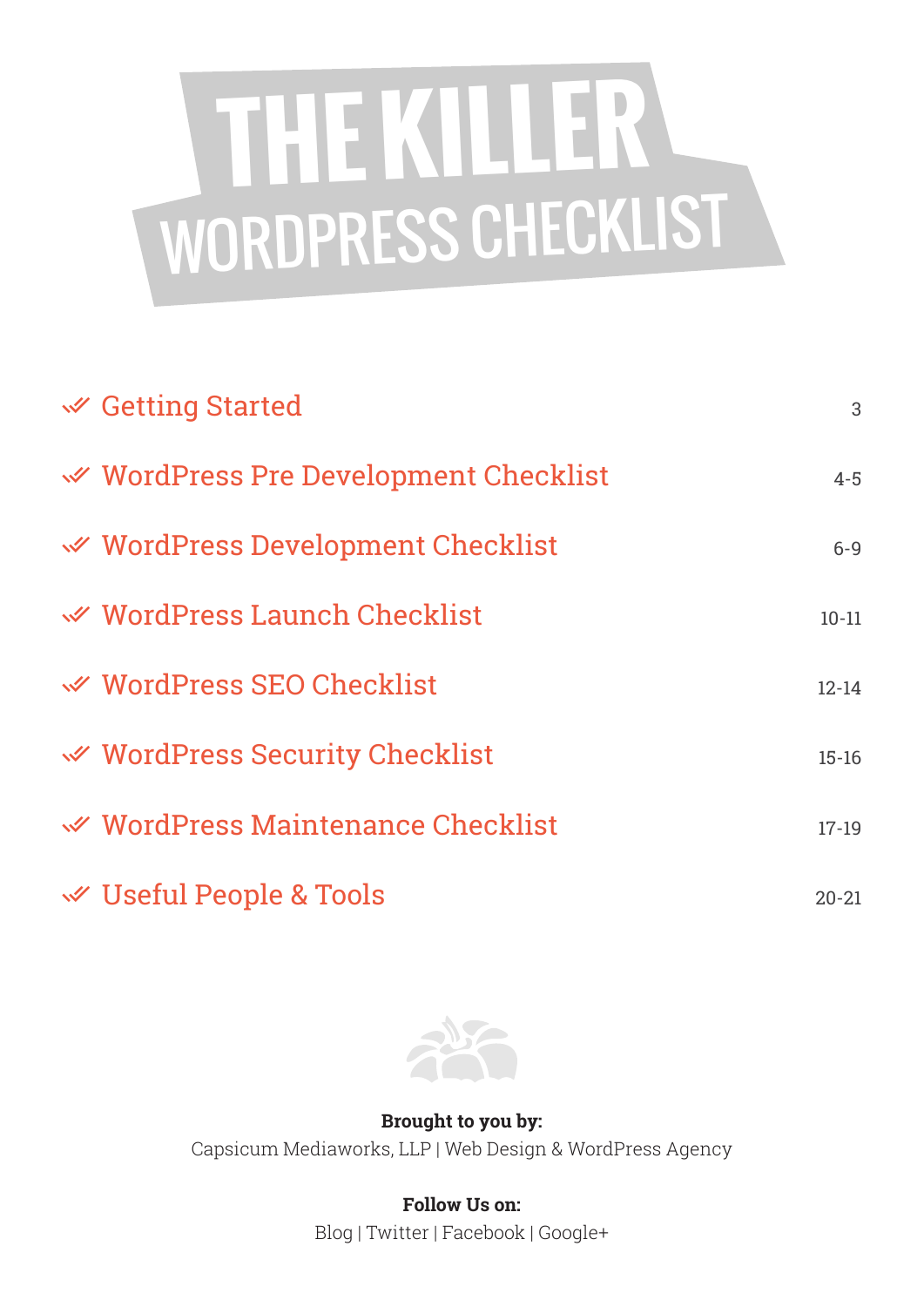# THE KILLER WORDPRESS CHECKLIST

| Section | Pages |
|---|---|
| ✔ Getting Started | 3 |
| ✔ WordPress Pre Development Checklist | 4-5 |
| ✔ WordPress Development Checklist | 6-9 |
| ✔ WordPress Launch Checklist | 10-11 |
| ✔ WordPress SEO Checklist | 12-14 |
| ✔ WordPress Security Checklist | 15-16 |
| ✔ WordPress Maintenance Checklist | 17-19 |
| ✔ Useful People & Tools | 20-21 |

**Brought to you by:**
Capsicum Mediaworks, LLP | Web Design & WordPress Agency

**Follow Us on:**
Blog | Twitter | Facebook | Google+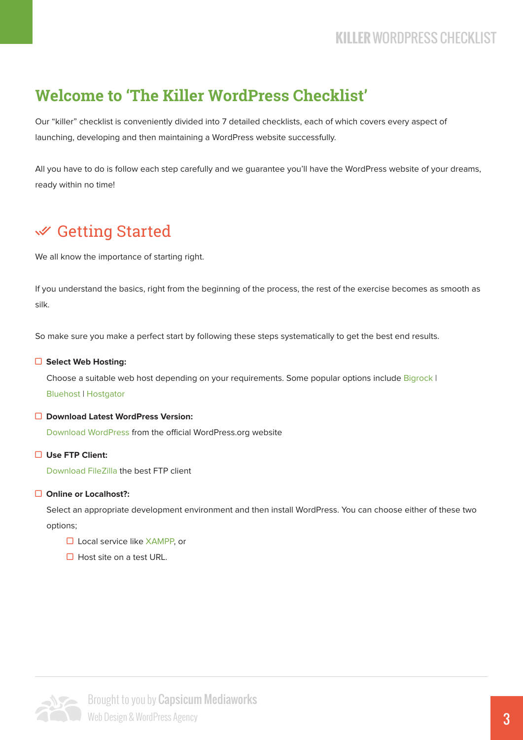## Welcome to 'The Killer WordPress Checklist'

Our "killer" checklist is conveniently divided into 7 detailed checklists, each of which covers every aspect of launching, developing and then maintaining a WordPress website successfully.

All you have to do is follow each step carefully and we guarantee you'll have the WordPress website of your dreams, ready within no time!

## Getting Started

We all know the importance of starting right.

If you understand the basics, right from the beginning of the process, the rest of the exercise becomes as smooth as silk.

So make sure you make a perfect start by following these steps systematically to get the best end results.

- [ ] **Select Web Hosting:**

  Choose a suitable web host depending on your requirements. Some popular options include Bigrock | Bluehost | Hostgator

- [ ] **Download Latest WordPress Version:**

  Download WordPress from the official WordPress.org website

- [ ] **Use FTP Client:**

  Download FileZilla the best FTP client

- [ ] **Online or Localhost?:**

  Select an appropriate development environment and then install WordPress. You can choose either of these two options;

  - [ ] Local service like XAMPP, or
  - [ ] Host site on a test URL.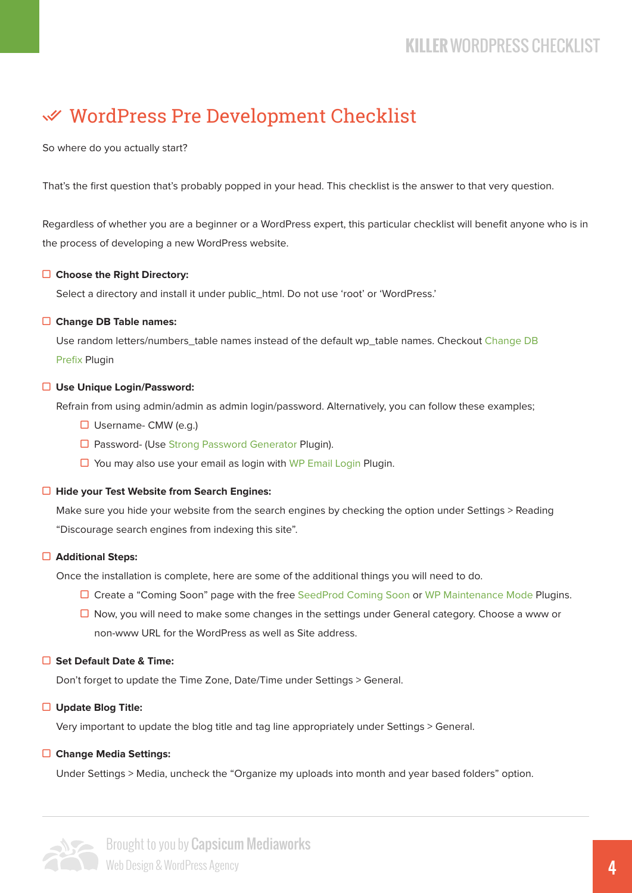# WordPress Pre Development Checklist

So where do you actually start?

That's the first question that's probably popped in your head. This checklist is the answer to that very question.

Regardless of whether you are a beginner or a WordPress expert, this particular checklist will benefit anyone who is in the process of developing a new WordPress website.

- ☐ **Choose the Right Directory:**

  Select a directory and install it under public_html. Do not use 'root' or 'WordPress.'

- ☐ **Change DB Table names:**

  Use random letters/numbers_table names instead of the default wp_table names. Checkout Change DB Prefix Plugin

- ☐ **Use Unique Login/Password:**

  Refrain from using admin/admin as admin login/password. Alternatively, you can follow these examples;

  - ☐ Username- CMW (e.g.)
  - ☐ Password- (Use Strong Password Generator Plugin).
  - ☐ You may also use your email as login with WP Email Login Plugin.

- ☐ **Hide your Test Website from Search Engines:**

  Make sure you hide your website from the search engines by checking the option under Settings > Reading "Discourage search engines from indexing this site".

- ☐ **Additional Steps:**

  Once the installation is complete, here are some of the additional things you will need to do.

  - ☐ Create a "Coming Soon" page with the free SeedProd Coming Soon or WP Maintenance Mode Plugins.
  - ☐ Now, you will need to make some changes in the settings under General category. Choose a www or non-www URL for the WordPress as well as Site address.

- ☐ **Set Default Date & Time:**

  Don't forget to update the Time Zone, Date/Time under Settings > General.

- ☐ **Update Blog Title:**

  Very important to update the blog title and tag line appropriately under Settings > General.

- ☐ **Change Media Settings:**

  Under Settings > Media, uncheck the "Organize my uploads into month and year based folders" option.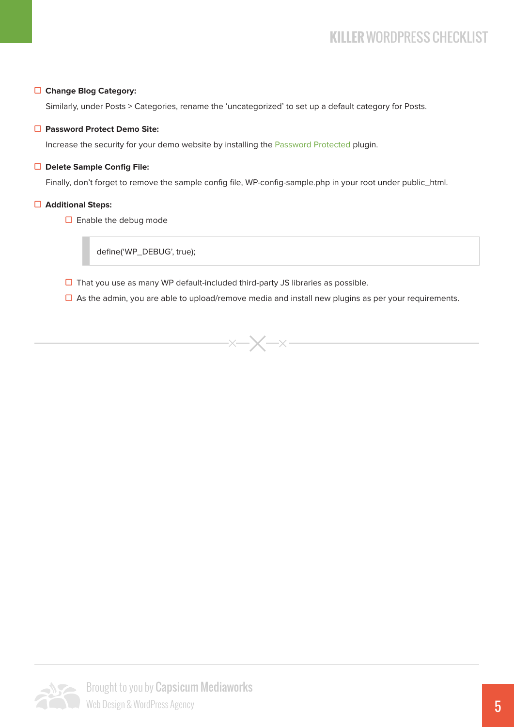- [ ] **Change Blog Category:**

  Similarly, under Posts > Categories, rename the ‘uncategorized’ to set up a default category for Posts.

- [ ] **Password Protect Demo Site:**

  Increase the security for your demo website by installing the Password Protected plugin.

- [ ] **Delete Sample Config File:**

  Finally, don’t forget to remove the sample config file, WP-config-sample.php in your root under public_html.

- [ ] **Additional Steps:**

  - [ ] Enable the debug mode

    ```
    define(‘WP_DEBUG’, true);
    ```

  - [ ] That you use as many WP default-included third-party JS libraries as possible.
  - [ ] As the admin, you are able to upload/remove media and install new plugins as per your requirements.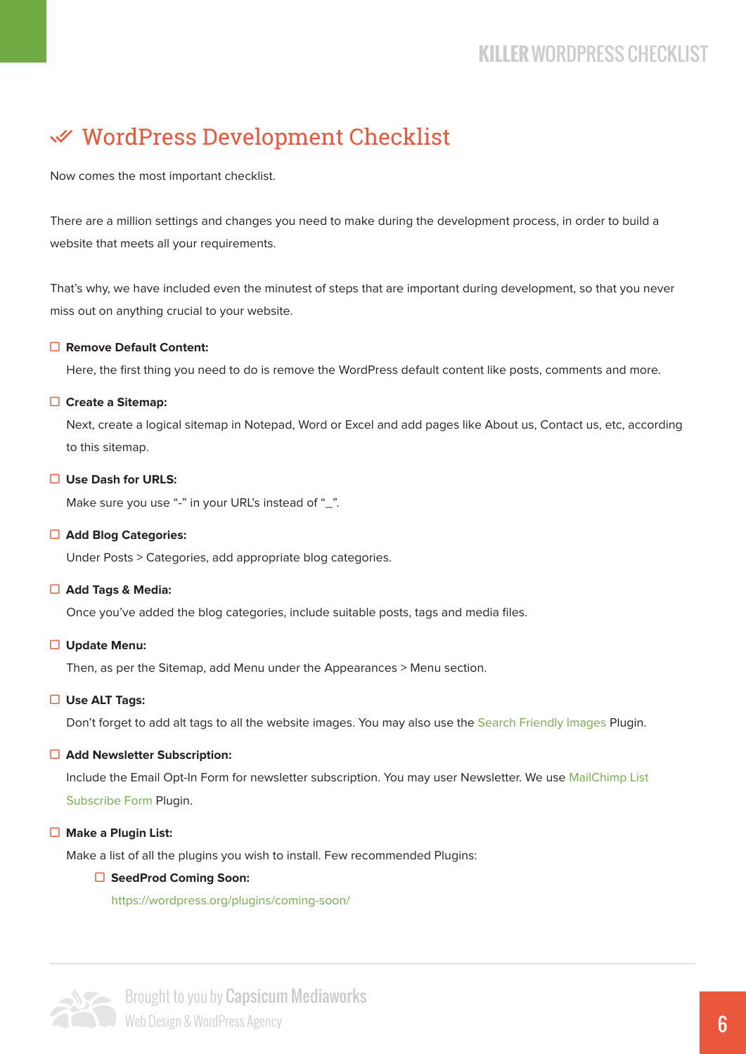# WordPress Development Checklist

Now comes the most important checklist.

There are a million settings and changes you need to make during the development process, in order to build a website that meets all your requirements.

That's why, we have included even the minutest of steps that are important during development, so that you never miss out on anything crucial to your website.

- ☐ **Remove Default Content:**

  Here, the first thing you need to do is remove the WordPress default content like posts, comments and more.

- ☐ **Create a Sitemap:**

  Next, create a logical sitemap in Notepad, Word or Excel and add pages like About us, Contact us, etc, according to this sitemap.

- ☐ **Use Dash for URLS:**

  Make sure you use "-" in your URL's instead of "_".

- ☐ **Add Blog Categories:**

  Under Posts > Categories, add appropriate blog categories.

- ☐ **Add Tags & Media:**

  Once you've added the blog categories, include suitable posts, tags and media files.

- ☐ **Update Menu:**

  Then, as per the Sitemap, add Menu under the Appearances > Menu section.

- ☐ **Use ALT Tags:**

  Don't forget to add alt tags to all the website images. You may also use the Search Friendly Images Plugin.

- ☐ **Add Newsletter Subscription:**

  Include the Email Opt-In Form for newsletter subscription. You may user Newsletter. We use MailChimp List Subscribe Form Plugin.

- ☐ **Make a Plugin List:**

  Make a list of all the plugins you wish to install. Few recommended Plugins:

  - ☐ **SeedProd Coming Soon:**

    https://wordpress.org/plugins/coming-soon/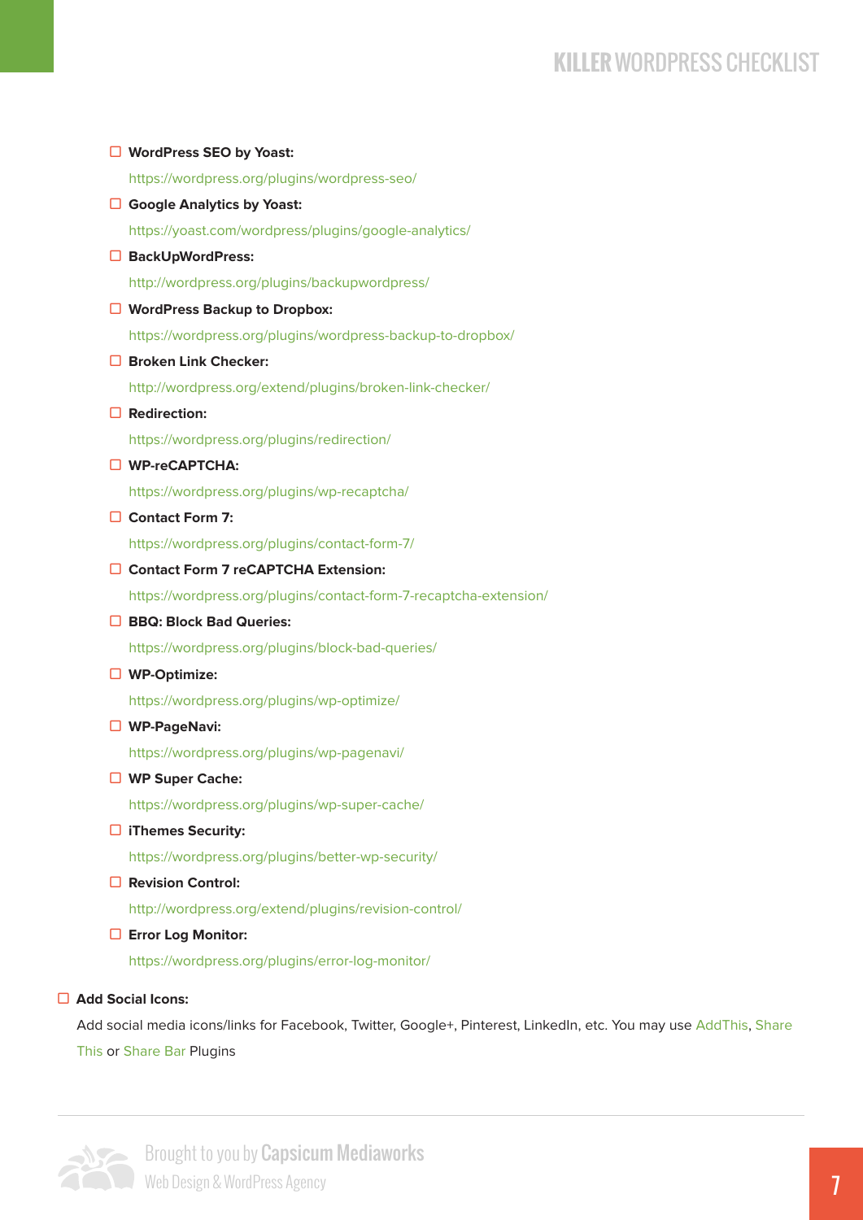- ☐ **WordPress SEO by Yoast:**
  https://wordpress.org/plugins/wordpress-seo/
- ☐ **Google Analytics by Yoast:**
  https://yoast.com/wordpress/plugins/google-analytics/
- ☐ **BackUpWordPress:**
  http://wordpress.org/plugins/backupwordpress/
- ☐ **WordPress Backup to Dropbox:**
  https://wordpress.org/plugins/wordpress-backup-to-dropbox/
- ☐ **Broken Link Checker:**
  http://wordpress.org/extend/plugins/broken-link-checker/
- ☐ **Redirection:**
  https://wordpress.org/plugins/redirection/
- ☐ **WP-reCAPTCHA:**
  https://wordpress.org/plugins/wp-recaptcha/
- ☐ **Contact Form 7:**
  https://wordpress.org/plugins/contact-form-7/
- ☐ **Contact Form 7 reCAPTCHA Extension:**
  https://wordpress.org/plugins/contact-form-7-recaptcha-extension/
- ☐ **BBQ: Block Bad Queries:**
  https://wordpress.org/plugins/block-bad-queries/
- ☐ **WP-Optimize:**
  https://wordpress.org/plugins/wp-optimize/
- ☐ **WP-PageNavi:**
  https://wordpress.org/plugins/wp-pagenavi/
- ☐ **WP Super Cache:**
  https://wordpress.org/plugins/wp-super-cache/
- ☐ **iThemes Security:**
  https://wordpress.org/plugins/better-wp-security/
- ☐ **Revision Control:**
  http://wordpress.org/extend/plugins/revision-control/
- ☐ **Error Log Monitor:**
  https://wordpress.org/plugins/error-log-monitor/

☐ **Add Social Icons:**

Add social media icons/links for Facebook, Twitter, Google+, Pinterest, LinkedIn, etc. You may use AddThis, Share This or Share Bar Plugins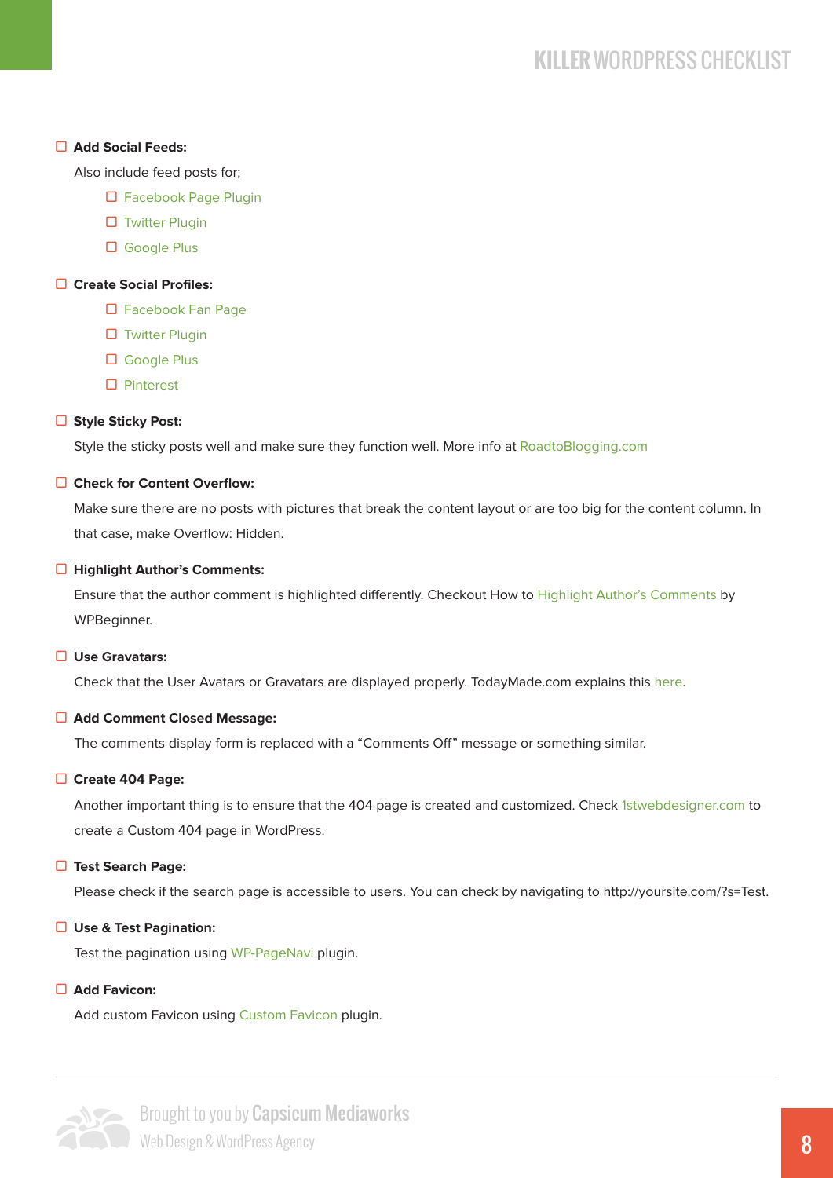- ☐ **Add Social Feeds:**

  Also include feed posts for;

  - ☐ Facebook Page Plugin
  - ☐ Twitter Plugin
  - ☐ Google Plus

- ☐ **Create Social Profiles:**

  - ☐ Facebook Fan Page
  - ☐ Twitter Plugin
  - ☐ Google Plus
  - ☐ Pinterest

- ☐ **Style Sticky Post:**

  Style the sticky posts well and make sure they function well. More info at RoadtoBlogging.com

- ☐ **Check for Content Overflow:**

  Make sure there are no posts with pictures that break the content layout or are too big for the content column. In that case, make Overflow: Hidden.

- ☐ **Highlight Author's Comments:**

  Ensure that the author comment is highlighted differently. Checkout How to Highlight Author's Comments by WPBeginner.

- ☐ **Use Gravatars:**

  Check that the User Avatars or Gravatars are displayed properly. TodayMade.com explains this here.

- ☐ **Add Comment Closed Message:**

  The comments display form is replaced with a "Comments Off" message or something similar.

- ☐ **Create 404 Page:**

  Another important thing is to ensure that the 404 page is created and customized. Check 1stwebdesigner.com to create a Custom 404 page in WordPress.

- ☐ **Test Search Page:**

  Please check if the search page is accessible to users. You can check by navigating to http://yoursite.com/?s=Test.

- ☐ **Use & Test Pagination:**

  Test the pagination using WP-PageNavi plugin.

- ☐ **Add Favicon:**

  Add custom Favicon using Custom Favicon plugin.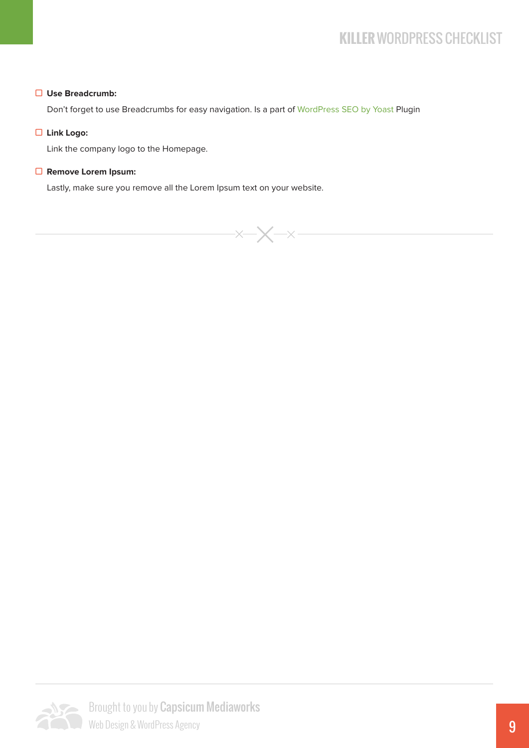- [ ] **Use Breadcrumb:**

  Don't forget to use Breadcrumbs for easy navigation. Is a part of WordPress SEO by Yoast Plugin

- [ ] **Link Logo:**

  Link the company logo to the Homepage.

- [ ] **Remove Lorem Ipsum:**

  Lastly, make sure you remove all the Lorem Ipsum text on your website.

---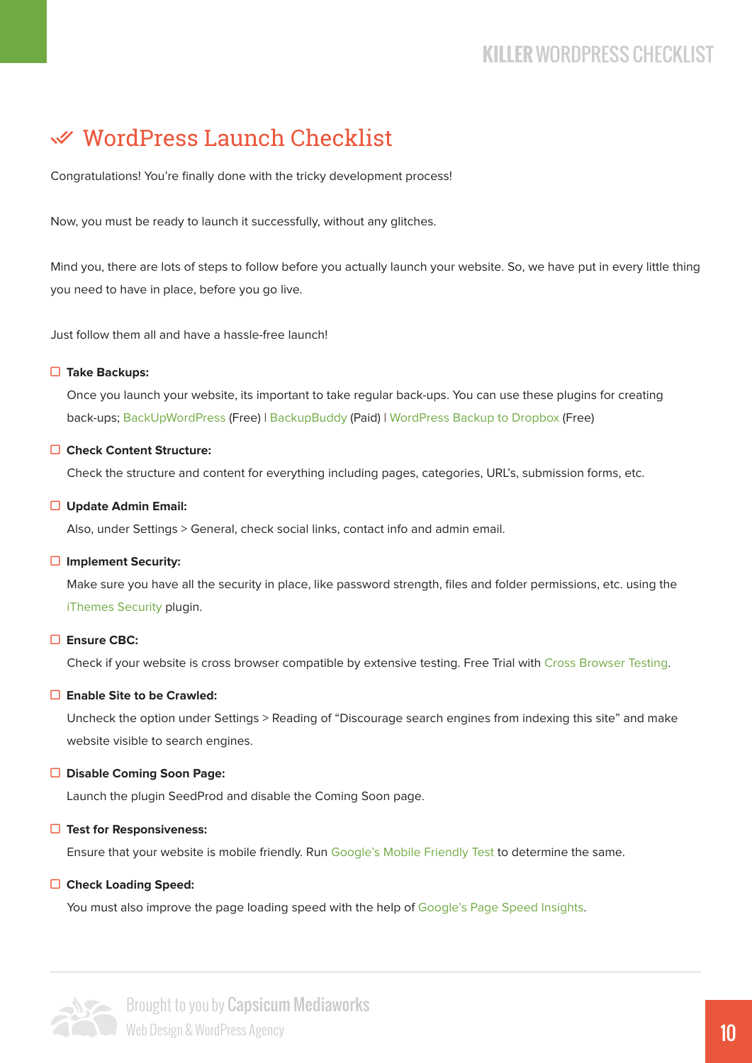# WordPress Launch Checklist

Congratulations! You're finally done with the tricky development process!

Now, you must be ready to launch it successfully, without any glitches.

Mind you, there are lots of steps to follow before you actually launch your website. So, we have put in every little thing you need to have in place, before you go live.

Just follow them all and have a hassle-free launch!

- [ ] **Take Backups:**

  Once you launch your website, its important to take regular back-ups. You can use these plugins for creating back-ups; BackUpWordPress (Free) | BackupBuddy (Paid) | WordPress Backup to Dropbox (Free)

- [ ] **Check Content Structure:**

  Check the structure and content for everything including pages, categories, URL's, submission forms, etc.

- [ ] **Update Admin Email:**

  Also, under Settings > General, check social links, contact info and admin email.

- [ ] **Implement Security:**

  Make sure you have all the security in place, like password strength, files and folder permissions, etc. using the iThemes Security plugin.

- [ ] **Ensure CBC:**

  Check if your website is cross browser compatible by extensive testing. Free Trial with Cross Browser Testing.

- [ ] **Enable Site to be Crawled:**

  Uncheck the option under Settings > Reading of "Discourage search engines from indexing this site" and make website visible to search engines.

- [ ] **Disable Coming Soon Page:**

  Launch the plugin SeedProd and disable the Coming Soon page.

- [ ] **Test for Responsiveness:**

  Ensure that your website is mobile friendly. Run Google's Mobile Friendly Test to determine the same.

- [ ] **Check Loading Speed:**

  You must also improve the page loading speed with the help of Google's Page Speed Insights.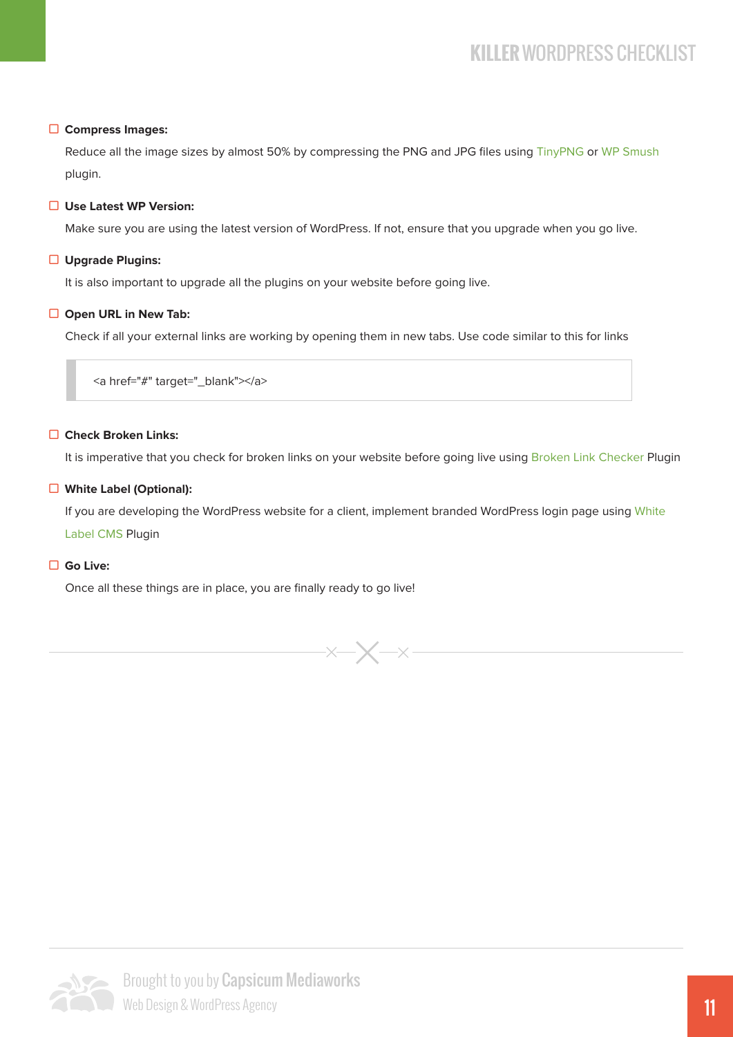- [ ] **Compress Images:**

  Reduce all the image sizes by almost 50% by compressing the PNG and JPG files using TinyPNG or WP Smush plugin.

- [ ] **Use Latest WP Version:**

  Make sure you are using the latest version of WordPress. If not, ensure that you upgrade when you go live.

- [ ] **Upgrade Plugins:**

  It is also important to upgrade all the plugins on your website before going live.

- [ ] **Open URL in New Tab:**

  Check if all your external links are working by opening them in new tabs. Use code similar to this for links

  ```
  <a href="#" target="_blank"></a>
  ```

- [ ] **Check Broken Links:**

  It is imperative that you check for broken links on your website before going live using Broken Link Checker Plugin

- [ ] **White Label (Optional):**

  If you are developing the WordPress website for a client, implement branded WordPress login page using White Label CMS Plugin

- [ ] **Go Live:**

  Once all these things are in place, you are finally ready to go live!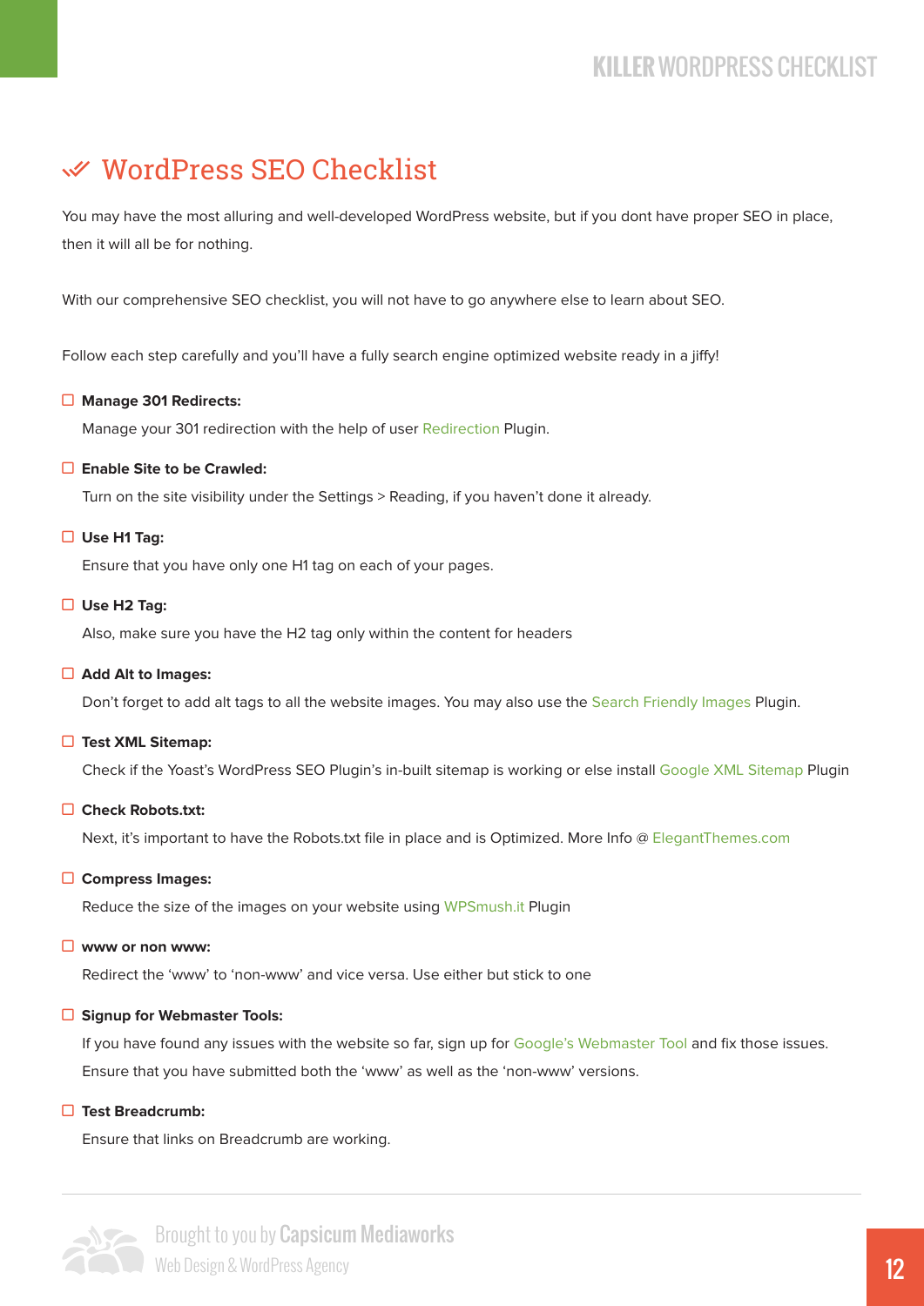# WordPress SEO Checklist

You may have the most alluring and well-developed WordPress website, but if you dont have proper SEO in place, then it will all be for nothing.

With our comprehensive SEO checklist, you will not have to go anywhere else to learn about SEO.

Follow each step carefully and you'll have a fully search engine optimized website ready in a jiffy!

- ☐ **Manage 301 Redirects:**

  Manage your 301 redirection with the help of user Redirection Plugin.

- ☐ **Enable Site to be Crawled:**

  Turn on the site visibility under the Settings > Reading, if you haven't done it already.

- ☐ **Use H1 Tag:**

  Ensure that you have only one H1 tag on each of your pages.

- ☐ **Use H2 Tag:**

  Also, make sure you have the H2 tag only within the content for headers

- ☐ **Add Alt to Images:**

  Don't forget to add alt tags to all the website images. You may also use the Search Friendly Images Plugin.

- ☐ **Test XML Sitemap:**

  Check if the Yoast's WordPress SEO Plugin's in-built sitemap is working or else install Google XML Sitemap Plugin

- ☐ **Check Robots.txt:**

  Next, it's important to have the Robots.txt file in place and is Optimized. More Info @ ElegantThemes.com

- ☐ **Compress Images:**

  Reduce the size of the images on your website using WPSmush.it Plugin

- ☐ **www or non www:**

  Redirect the 'www' to 'non-www' and vice versa. Use either but stick to one

- ☐ **Signup for Webmaster Tools:**

  If you have found any issues with the website so far, sign up for Google's Webmaster Tool and fix those issues. Ensure that you have submitted both the 'www' as well as the 'non-www' versions.

- ☐ **Test Breadcrumb:**

  Ensure that links on Breadcrumb are working.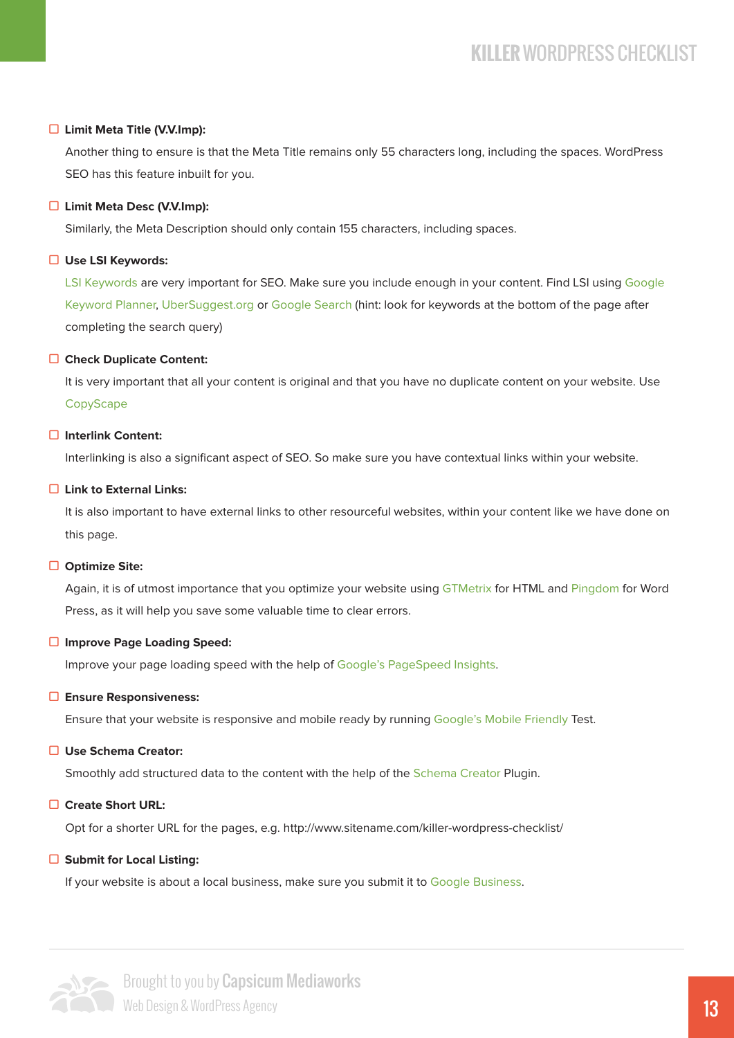- [ ] **Limit Meta Title (V.V.Imp):**

  Another thing to ensure is that the Meta Title remains only 55 characters long, including the spaces. WordPress SEO has this feature inbuilt for you.

- [ ] **Limit Meta Desc (V.V.Imp):**

  Similarly, the Meta Description should only contain 155 characters, including spaces.

- [ ] **Use LSI Keywords:**

  LSI Keywords are very important for SEO. Make sure you include enough in your content. Find LSI using Google Keyword Planner, UberSuggest.org or Google Search (hint: look for keywords at the bottom of the page after completing the search query)

- [ ] **Check Duplicate Content:**

  It is very important that all your content is original and that you have no duplicate content on your website. Use CopyScape

- [ ] **Interlink Content:**

  Interlinking is also a significant aspect of SEO. So make sure you have contextual links within your website.

- [ ] **Link to External Links:**

  It is also important to have external links to other resourceful websites, within your content like we have done on this page.

- [ ] **Optimize Site:**

  Again, it is of utmost importance that you optimize your website using GTMetrix for HTML and Pingdom for Word Press, as it will help you save some valuable time to clear errors.

- [ ] **Improve Page Loading Speed:**

  Improve your page loading speed with the help of Google's PageSpeed Insights.

- [ ] **Ensure Responsiveness:**

  Ensure that your website is responsive and mobile ready by running Google's Mobile Friendly Test.

- [ ] **Use Schema Creator:**

  Smoothly add structured data to the content with the help of the Schema Creator Plugin.

- [ ] **Create Short URL:**

  Opt for a shorter URL for the pages, e.g. http://www.sitename.com/killer-wordpress-checklist/

- [ ] **Submit for Local Listing:**

  If your website is about a local business, make sure you submit it to Google Business.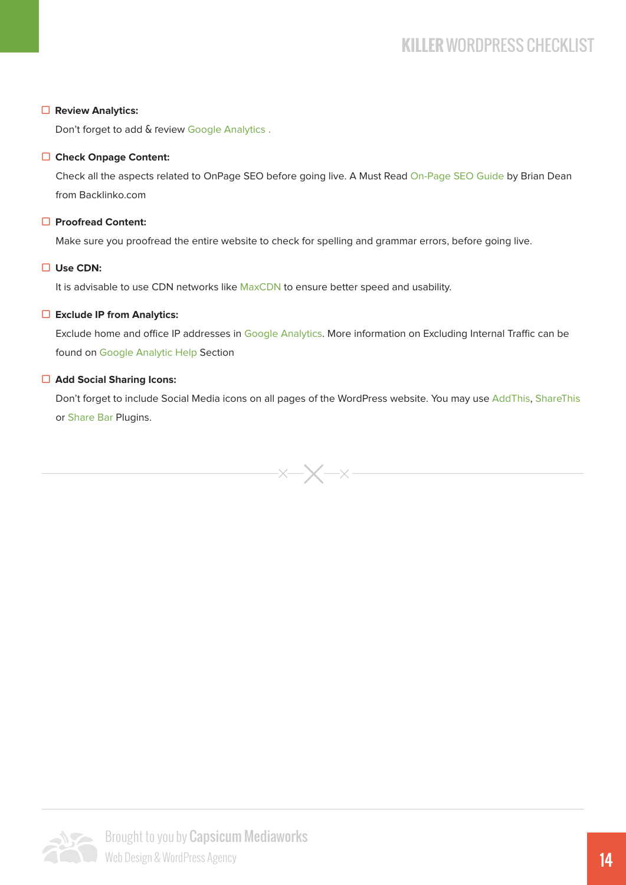- ☐ **Review Analytics:**

  Don't forget to add & review Google Analytics .

- ☐ **Check Onpage Content:**

  Check all the aspects related to OnPage SEO before going live. A Must Read On-Page SEO Guide by Brian Dean from Backlinko.com

- ☐ **Proofread Content:**

  Make sure you proofread the entire website to check for spelling and grammar errors, before going live.

- ☐ **Use CDN:**

  It is advisable to use CDN networks like MaxCDN to ensure better speed and usability.

- ☐ **Exclude IP from Analytics:**

  Exclude home and office IP addresses in Google Analytics. More information on Excluding Internal Traffic can be found on Google Analytic Help Section

- ☐ **Add Social Sharing Icons:**

  Don't forget to include Social Media icons on all pages of the WordPress website. You may use AddThis, ShareThis or Share Bar Plugins.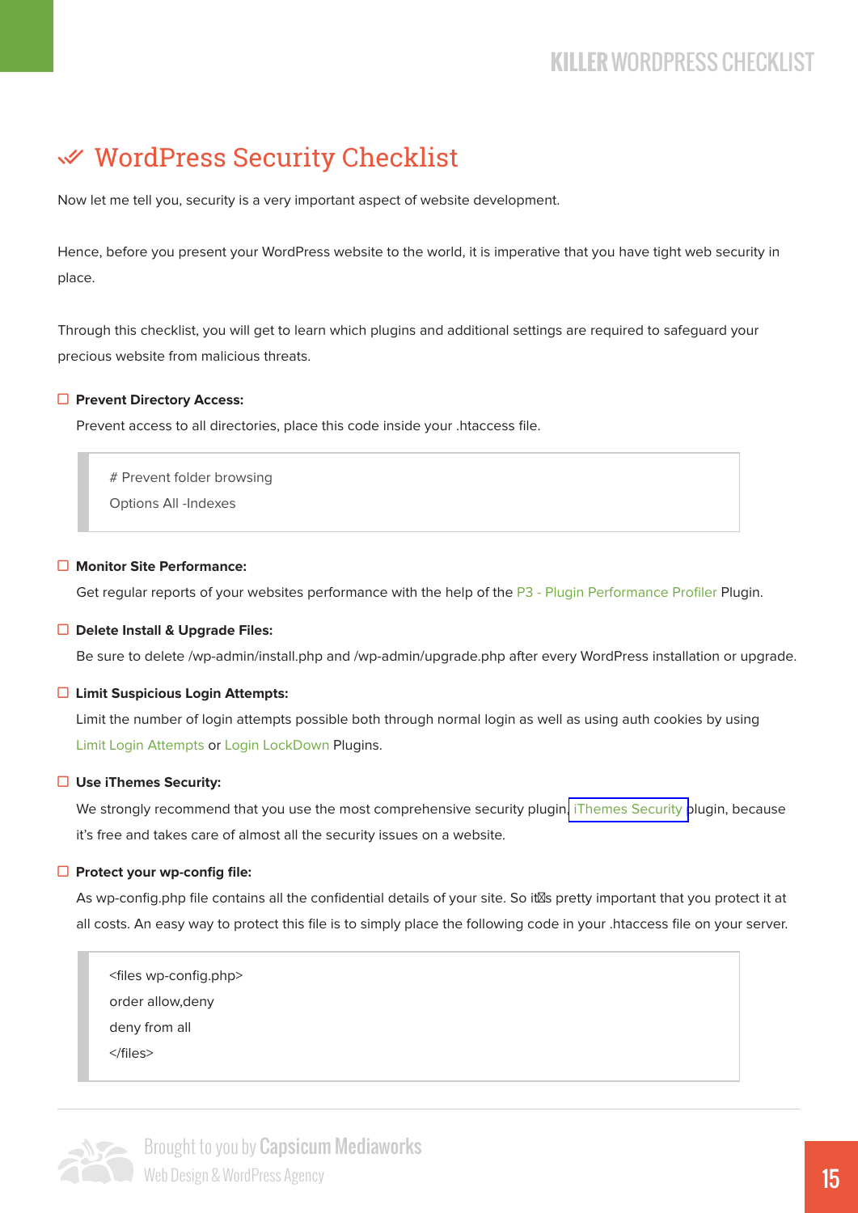# WordPress Security Checklist

Now let me tell you, security is a very important aspect of website development.

Hence, before you present your WordPress website to the world, it is imperative that you have tight web security in place.

Through this checklist, you will get to learn which plugins and additional settings are required to safeguard your precious website from malicious threats.

- ☐ **Prevent Directory Access:**

  Prevent access to all directories, place this code inside your .htaccess file.

```
# Prevent folder browsing
Options All -Indexes
```

- ☐ **Monitor Site Performance:**

  Get regular reports of your websites performance with the help of the P3 - Plugin Performance Profiler Plugin.

- ☐ **Delete Install & Upgrade Files:**

  Be sure to delete /wp-admin/install.php and /wp-admin/upgrade.php after every WordPress installation or upgrade.

- ☐ **Limit Suspicious Login Attempts:**

  Limit the number of login attempts possible both through normal login as well as using auth cookies by using Limit Login Attempts or Login LockDown Plugins.

- ☐ **Use iThemes Security:**

  We strongly recommend that you use the most comprehensive security plugin, iThemes Security plugin, because it's free and takes care of almost all the security issues on a website.

- ☐ **Protect your wp-config file:**

  As wp-config.php file contains all the confidential details of your site. So it's pretty important that you protect it at all costs. An easy way to protect this file is to simply place the following code in your .htaccess file on your server.

```
<files wp-config.php>
order allow,deny
deny from all
</files>
```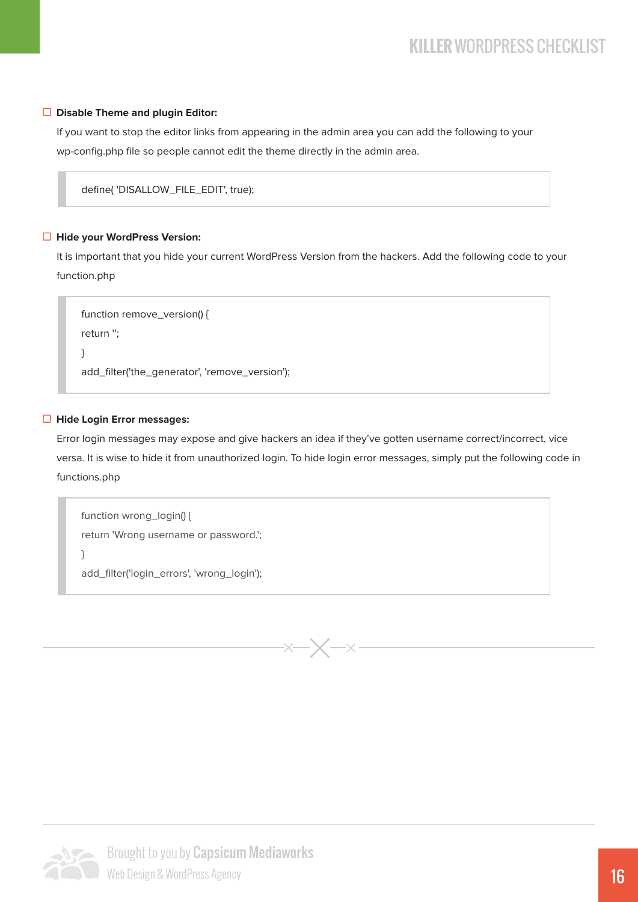- [ ] **Disable Theme and plugin Editor:**

If you want to stop the editor links from appearing in the admin area you can add the following to your wp-config.php file so people cannot edit the theme directly in the admin area.

```
define( 'DISALLOW_FILE_EDIT', true);
```

- [ ] **Hide your WordPress Version:**

It is important that you hide your current WordPress Version from the hackers. Add the following code to your function.php

```
function remove_version() {
return '';
}
add_filter('the_generator', 'remove_version');
```

- [ ] **Hide Login Error messages:**

Error login messages may expose and give hackers an idea if they've gotten username correct/incorrect, vice versa. It is wise to hide it from unauthorized login. To hide login error messages, simply put the following code in functions.php

```
function wrong_login() {
return 'Wrong username or password.';
}
add_filter('login_errors', 'wrong_login');
```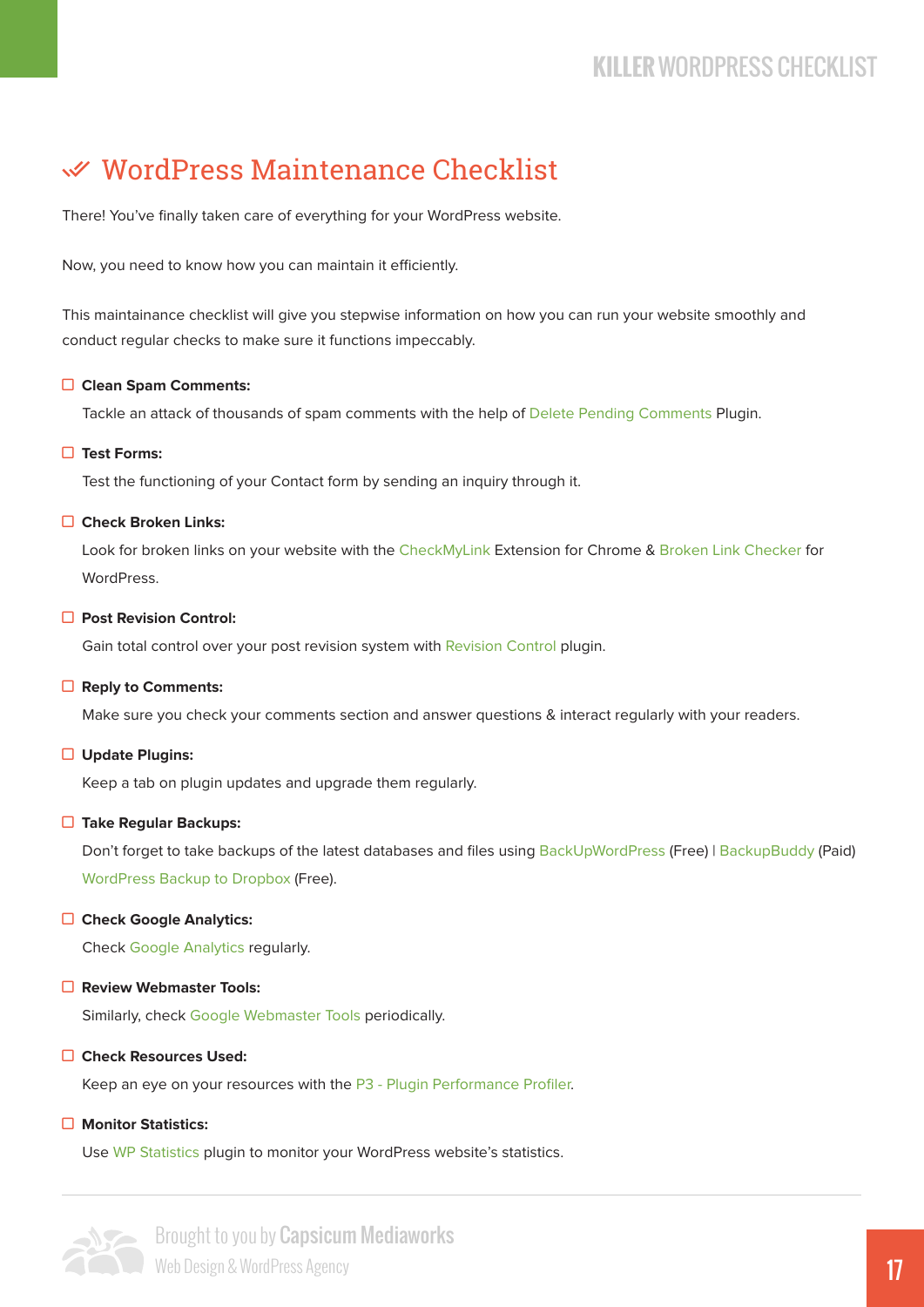## WordPress Maintenance Checklist

There! You've finally taken care of everything for your WordPress website.

Now, you need to know how you can maintain it efficiently.

This maintainance checklist will give you stepwise information on how you can run your website smoothly and conduct regular checks to make sure it functions impeccably.

- ☐ **Clean Spam Comments:**

  Tackle an attack of thousands of spam comments with the help of Delete Pending Comments Plugin.

- ☐ **Test Forms:**

  Test the functioning of your Contact form by sending an inquiry through it.

- ☐ **Check Broken Links:**

  Look for broken links on your website with the CheckMyLink Extension for Chrome & Broken Link Checker for WordPress.

- ☐ **Post Revision Control:**

  Gain total control over your post revision system with Revision Control plugin.

- ☐ **Reply to Comments:**

  Make sure you check your comments section and answer questions & interact regularly with your readers.

- ☐ **Update Plugins:**

  Keep a tab on plugin updates and upgrade them regularly.

- ☐ **Take Regular Backups:**

  Don't forget to take backups of the latest databases and files using BackUpWordPress (Free) | BackupBuddy (Paid) WordPress Backup to Dropbox (Free).

- ☐ **Check Google Analytics:**

  Check Google Analytics regularly.

- ☐ **Review Webmaster Tools:**

  Similarly, check Google Webmaster Tools periodically.

- ☐ **Check Resources Used:**

  Keep an eye on your resources with the P3 - Plugin Performance Profiler.

- ☐ **Monitor Statistics:**

  Use WP Statistics plugin to monitor your WordPress website's statistics.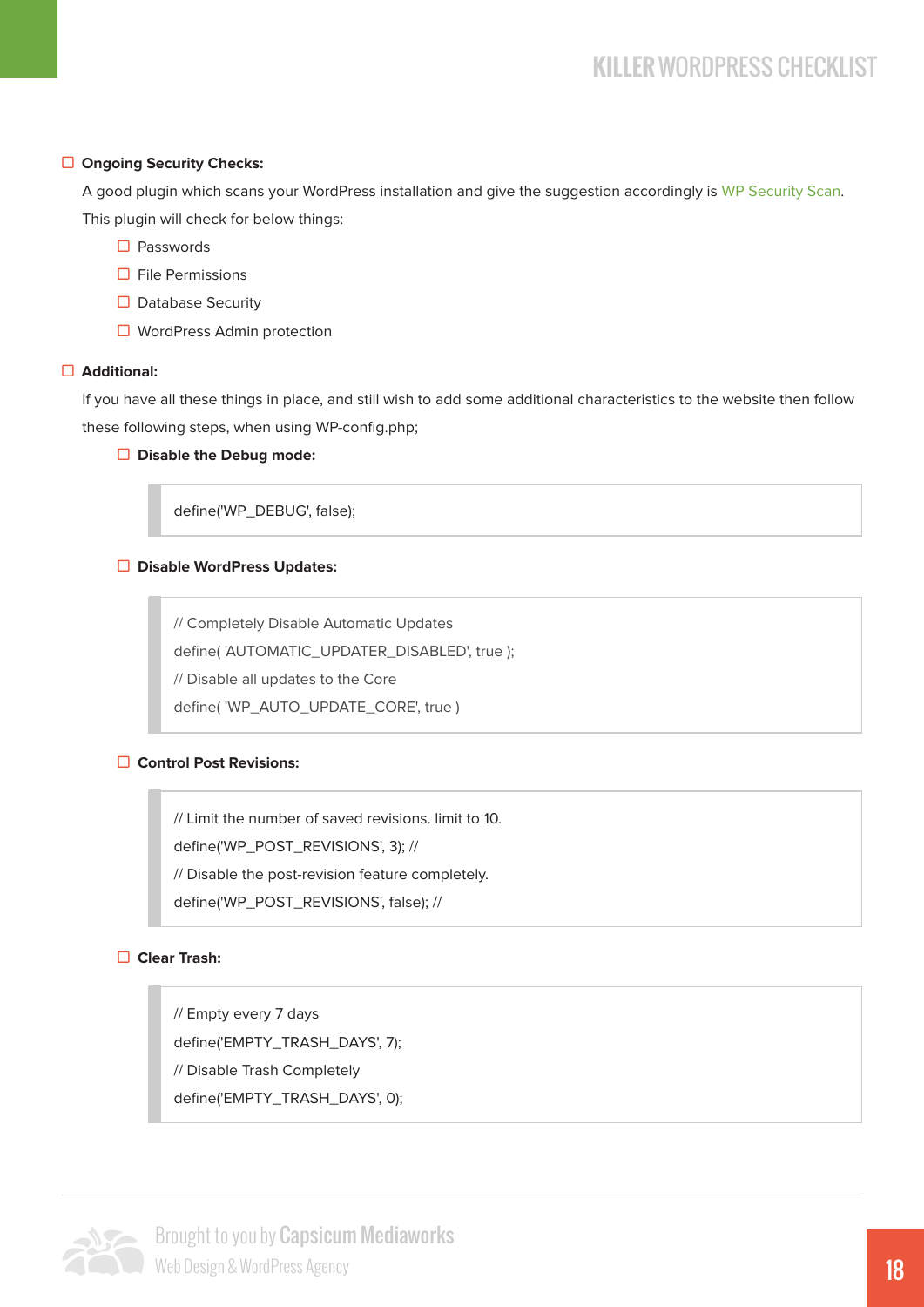- ☐ **Ongoing Security Checks:**

  A good plugin which scans your WordPress installation and give the suggestion accordingly is WP Security Scan. This plugin will check for below things:

  - ☐ Passwords
  - ☐ File Permissions
  - ☐ Database Security
  - ☐ WordPress Admin protection

- ☐ **Additional:**

  If you have all these things in place, and still wish to add some additional characteristics to the website then follow these following steps, when using WP-config.php;

  - ☐ **Disable the Debug mode:**

    ```
    define('WP_DEBUG', false);
    ```

  - ☐ **Disable WordPress Updates:**

    ```
    // Completely Disable Automatic Updates
    define( 'AUTOMATIC_UPDATER_DISABLED', true );
    // Disable all updates to the Core
    define( 'WP_AUTO_UPDATE_CORE', true )
    ```

  - ☐ **Control Post Revisions:**

    ```
    // Limit the number of saved revisions. limit to 10.
    define('WP_POST_REVISIONS', 3); //
    // Disable the post-revision feature completely.
    define('WP_POST_REVISIONS', false); //
    ```

  - ☐ **Clear Trash:**

    ```
    // Empty every 7 days
    define('EMPTY_TRASH_DAYS', 7);
    // Disable Trash Completely
    define('EMPTY_TRASH_DAYS', 0);
    ```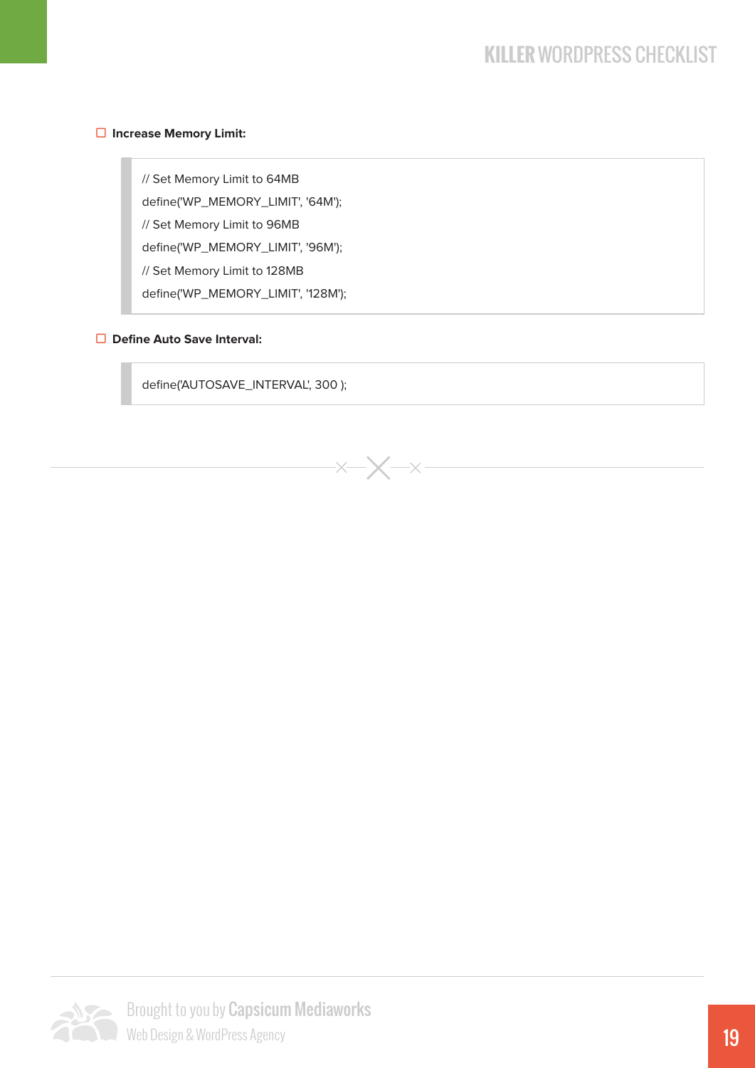- [ ] **Increase Memory Limit:**

```
// Set Memory Limit to 64MB
define('WP_MEMORY_LIMIT', '64M');
// Set Memory Limit to 96MB
define('WP_MEMORY_LIMIT', '96M');
// Set Memory Limit to 128MB
define('WP_MEMORY_LIMIT', '128M');
```

- [ ] **Define Auto Save Interval:**

```
define('AUTOSAVE_INTERVAL', 300 );
```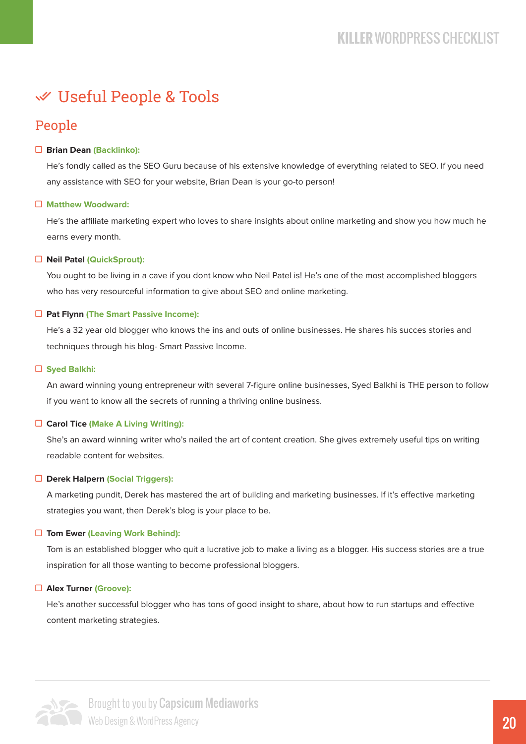# ✓ Useful People & Tools

## People

- ☐ **Brian Dean (Backlinko):**

  He's fondly called as the SEO Guru because of his extensive knowledge of everything related to SEO. If you need any assistance with SEO for your website, Brian Dean is your go-to person!

- ☐ **Matthew Woodward:**

  He's the affiliate marketing expert who loves to share insights about online marketing and show you how much he earns every month.

- ☐ **Neil Patel (QuickSprout):**

  You ought to be living in a cave if you dont know who Neil Patel is! He's one of the most accomplished bloggers who has very resourceful information to give about SEO and online marketing.

- ☐ **Pat Flynn (The Smart Passive Income):**

  He's a 32 year old blogger who knows the ins and outs of online businesses. He shares his succes stories and techniques through his blog- Smart Passive Income.

- ☐ **Syed Balkhi:**

  An award winning young entrepreneur with several 7-figure online businesses, Syed Balkhi is THE person to follow if you want to know all the secrets of running a thriving online business.

- ☐ **Carol Tice (Make A Living Writing):**

  She's an award winning writer who's nailed the art of content creation. She gives extremely useful tips on writing readable content for websites.

- ☐ **Derek Halpern (Social Triggers):**

  A marketing pundit, Derek has mastered the art of building and marketing businesses. If it's effective marketing strategies you want, then Derek's blog is your place to be.

- ☐ **Tom Ewer (Leaving Work Behind):**

  Tom is an established blogger who quit a lucrative job to make a living as a blogger. His success stories are a true inspiration for all those wanting to become professional bloggers.

- ☐ **Alex Turner (Groove):**

  He's another successful blogger who has tons of good insight to share, about how to run startups and effective content marketing strategies.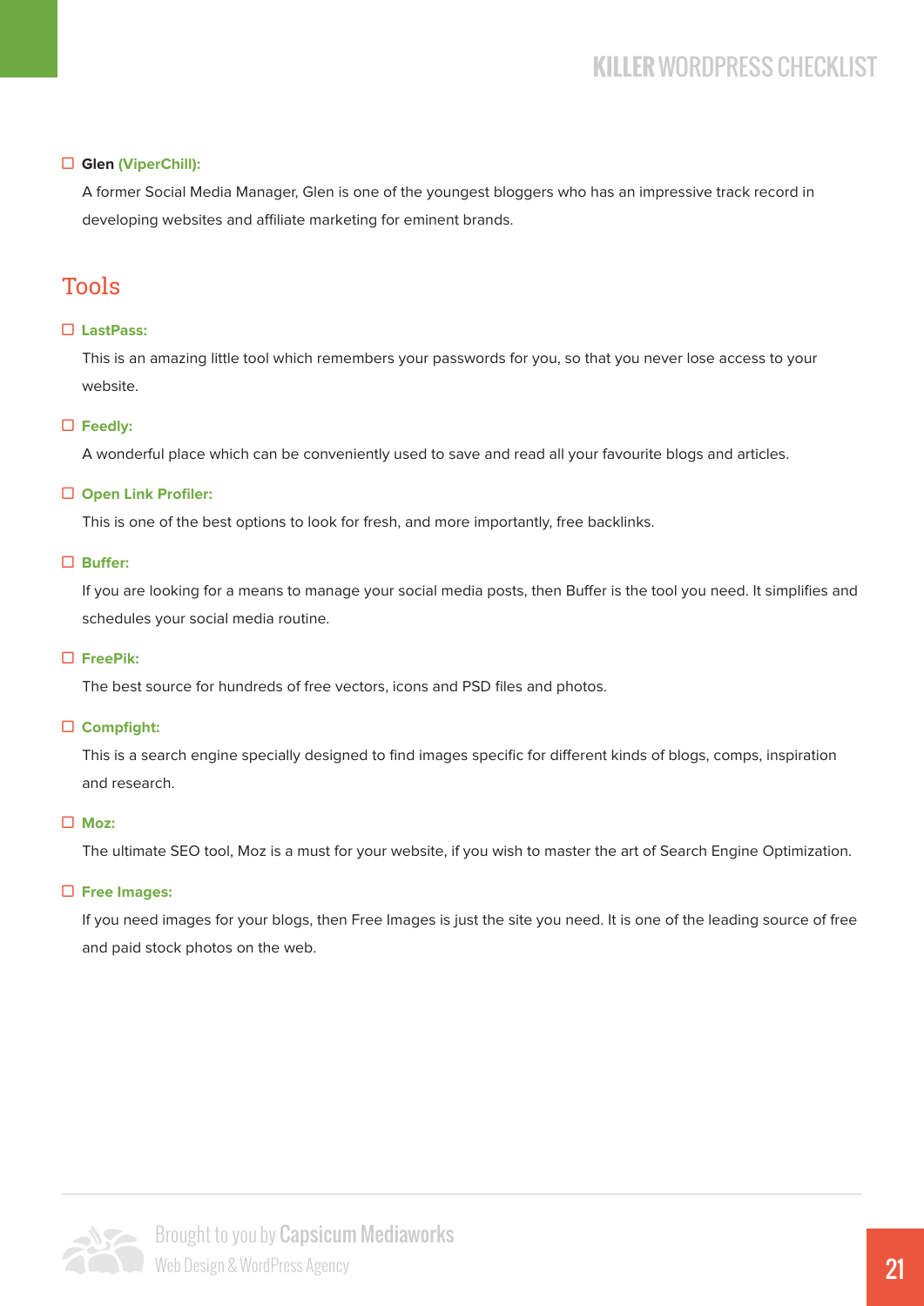- ☐ **Glen (ViperChill):**

  A former Social Media Manager, Glen is one of the youngest bloggers who has an impressive track record in developing websites and affiliate marketing for eminent brands.

## Tools

- ☐ **LastPass:**

  This is an amazing little tool which remembers your passwords for you, so that you never lose access to your website.

- ☐ **Feedly:**

  A wonderful place which can be conveniently used to save and read all your favourite blogs and articles.

- ☐ **Open Link Profiler:**

  This is one of the best options to look for fresh, and more importantly, free backlinks.

- ☐ **Buffer:**

  If you are looking for a means to manage your social media posts, then Buffer is the tool you need. It simplifies and schedules your social media routine.

- ☐ **FreePik:**

  The best source for hundreds of free vectors, icons and PSD files and photos.

- ☐ **Compfight:**

  This is a search engine specially designed to find images specific for different kinds of blogs, comps, inspiration and research.

- ☐ **Moz:**

  The ultimate SEO tool, Moz is a must for your website, if you wish to master the art of Search Engine Optimization.

- ☐ **Free Images:**

  If you need images for your blogs, then Free Images is just the site you need. It is one of the leading source of free and paid stock photos on the web.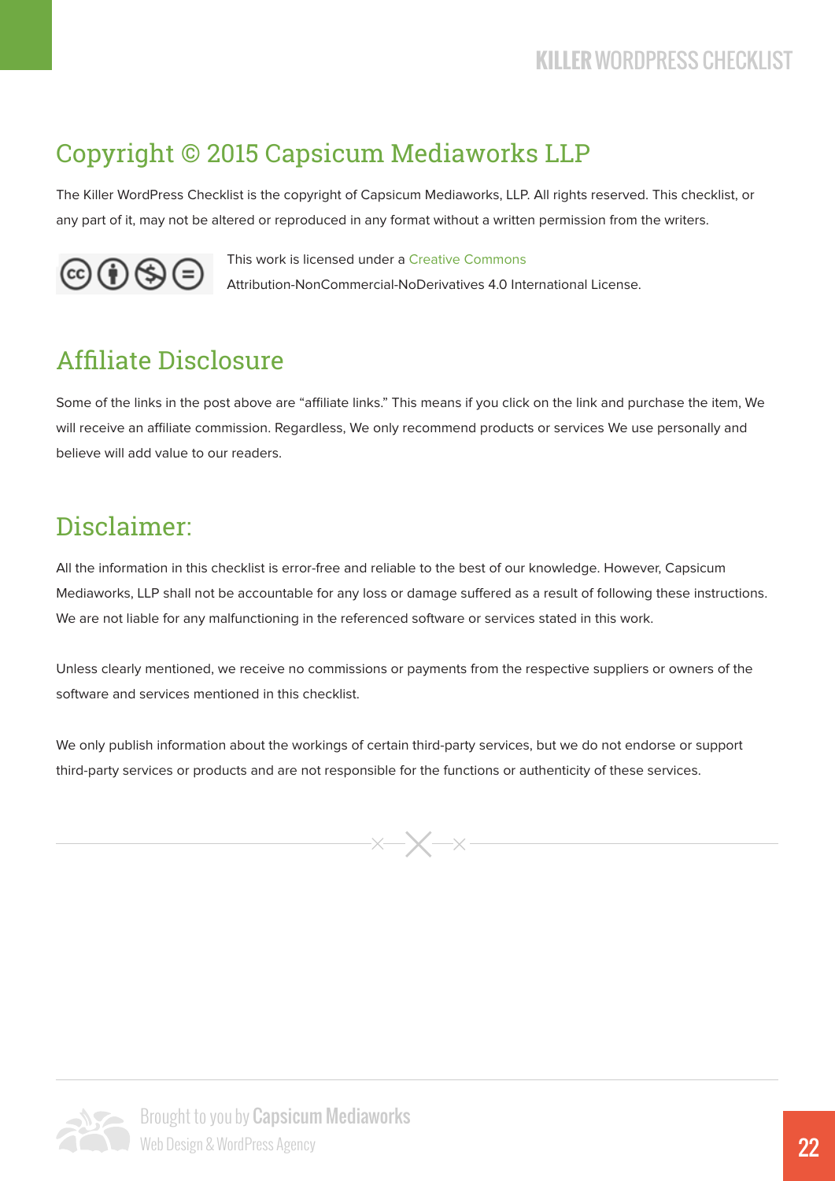## Copyright © 2015 Capsicum Mediaworks LLP

The Killer WordPress Checklist is the copyright of Capsicum Mediaworks, LLP. All rights reserved. This checklist, or any part of it, may not be altered or reproduced in any format without a written permission from the writers.

This work is licensed under a Creative Commons Attribution-NonCommercial-NoDerivatives 4.0 International License.

## Affiliate Disclosure

Some of the links in the post above are "affiliate links." This means if you click on the link and purchase the item, We will receive an affiliate commission. Regardless, We only recommend products or services We use personally and believe will add value to our readers.

## Disclaimer:

All the information in this checklist is error-free and reliable to the best of our knowledge. However, Capsicum Mediaworks, LLP shall not be accountable for any loss or damage suffered as a result of following these instructions. We are not liable for any malfunctioning in the referenced software or services stated in this work.

Unless clearly mentioned, we receive no commissions or payments from the respective suppliers or owners of the software and services mentioned in this checklist.

We only publish information about the workings of certain third-party services, but we do not endorse or support third-party services or products and are not responsible for the functions or authenticity of these services.